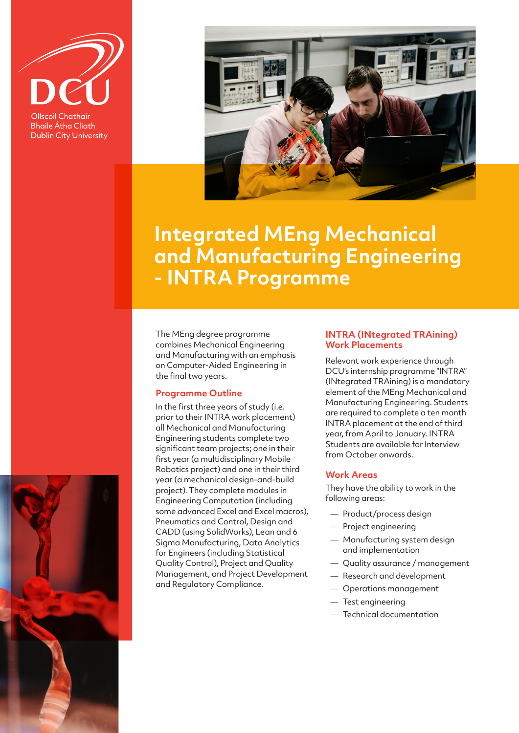Ollscoil Chathair Bhaile Átha Cliath
Dublin City University

# Integrated MEng Mechanical and Manufacturing Engineering - INTRA Programme

The MEng degree programme combines Mechanical Engineering and Manufacturing with an emphasis on Computer-Aided Engineering in the final two years.

## Programme Outline

In the first three years of study (i.e. prior to their INTRA work placement) all Mechanical and Manufacturing Engineering students complete two significant team projects; one in their first year (a multidisciplinary Mobile Robotics project) and one in their third year (a mechanical design-and-build project). They complete modules in Engineering Computation (including some advanced Excel and Excel macros), Pneumatics and Control, Design and CADD (using SolidWorks), Lean and 6 Sigma Manufacturing, Data Analytics for Engineers (including Statistical Quality Control), Project and Quality Management, and Project Development and Regulatory Compliance.

## INTRA (INtegrated TRAining) Work Placements

Relevant work experience through DCU's internship programme "INTRA" (INtegrated TRAining) is a mandatory element of the MEng Mechanical and Manufacturing Engineering. Students are required to complete a ten month INTRA placement at the end of third year, from April to January. INTRA Students are available for Interview from October onwards.

## Work Areas

They have the ability to work in the following areas:

- Product/process design
- Project engineering
- Manufacturing system design and implementation
- Quality assurance / management
- Research and development
- Operations management
- Test engineering
- Technical documentation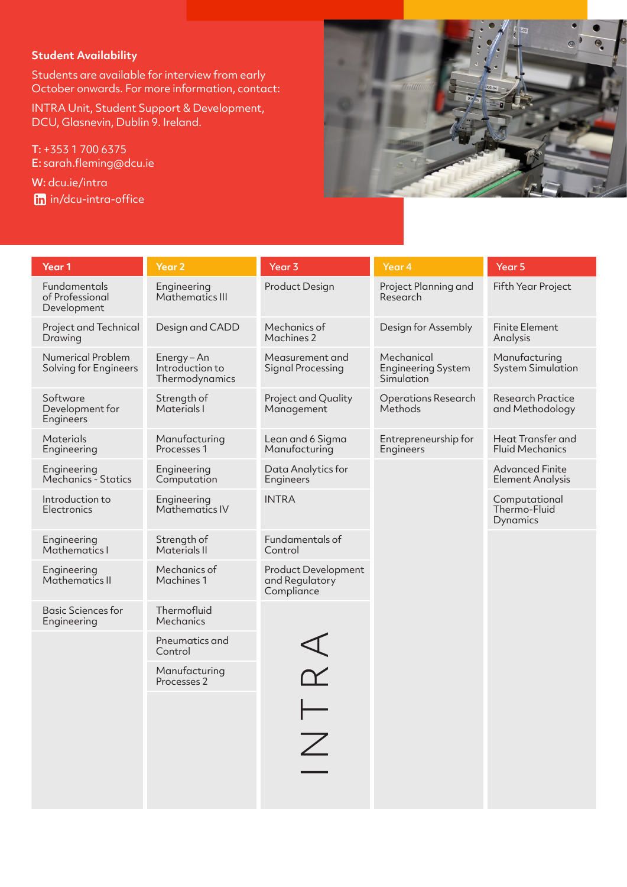**Student Availability**

Students are available for interview from early October onwards. For more information, contact:

INTRA Unit, Student Support & Development, DCU, Glasnevin, Dublin 9. Ireland.

**T:** +353 1 700 6375
**E:** sarah.fleming@dcu.ie

**W:** dcu.ie/intra
in/dcu-intra-office

| Year 1 | Year 2 | Year 3 | Year 4 | Year 5 |
|---|---|---|---|---|
| Fundamentals of Professional Development | Engineering Mathematics III | Product Design | Project Planning and Research | Fifth Year Project |
| Project and Technical Drawing | Design and CADD | Mechanics of Machines 2 | Design for Assembly | Finite Element Analysis |
| Numerical Problem Solving for Engineers | Energy – An Introduction to Thermodynamics | Measurement and Signal Processing | Mechanical Engineering System Simulation | Manufacturing System Simulation |
| Software Development for Engineers | Strength of Materials I | Project and Quality Management | Operations Research Methods | Research Practice and Methodology |
| Materials Engineering | Manufacturing Processes 1 | Lean and 6 Sigma Manufacturing | Entrepreneurship for Engineers | Heat Transfer and Fluid Mechanics |
| Engineering Mechanics - Statics | Engineering Computation | Data Analytics for Engineers | | Advanced Finite Element Analysis |
| Introduction to Electronics | Engineering Mathematics IV | INTRA | | Computational Thermo-Fluid Dynamics |
| Engineering Mathematics I | Strength of Materials II | Fundamentals of Control | | |
| Engineering Mathematics II | Mechanics of Machines 1 | Product Development and Regulatory Compliance | | |
| Basic Sciences for Engineering | Thermofluid Mechanics | INTRA | | |
| | Pneumatics and Control | | | |
| | Manufacturing Processes 2 | | | |